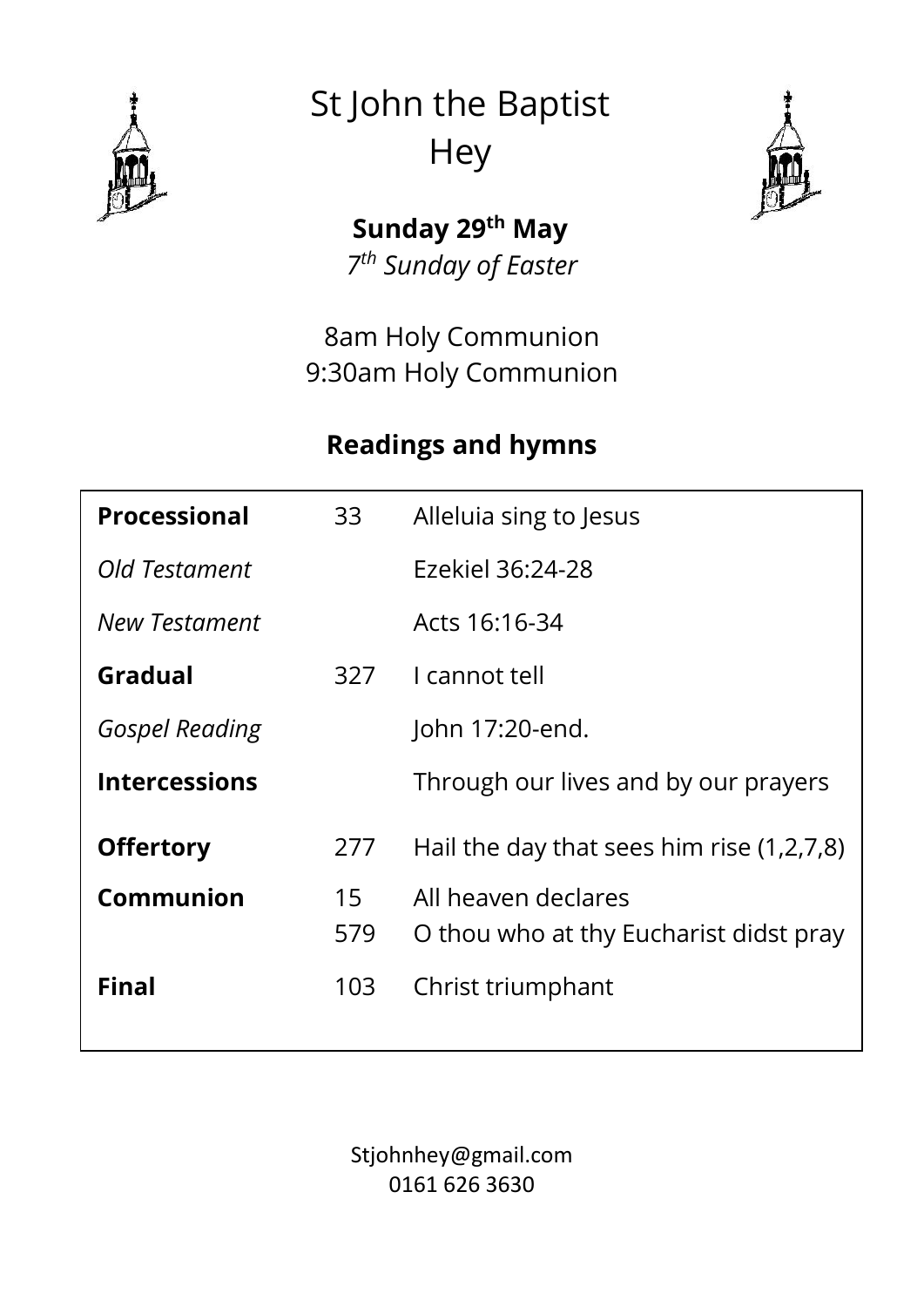# St John the Baptist Hey

**Sunday 29th May**

*7th Sunday of Easter*

8am Holy Communion
9:30am Holy Communion

## Readings and hymns

| | | |
|---|---|---|
| **Processional** | 33 | Alleluia sing to Jesus |
| *Old Testament* | | Ezekiel 36:24-28 |
| *New Testament* | | Acts 16:16-34 |
| **Gradual** | 327 | I cannot tell |
| *Gospel Reading* | | John 17:20-end. |
| **Intercessions** | | Through our lives and by our prayers |
| **Offertory** | 277 | Hail the day that sees him rise (1,2,7,8) |
| **Communion** | 15 | All heaven declares |
| | 579 | O thou who at thy Eucharist didst pray |
| **Final** | 103 | Christ triumphant |

Stjohnhey@gmail.com
0161 626 3630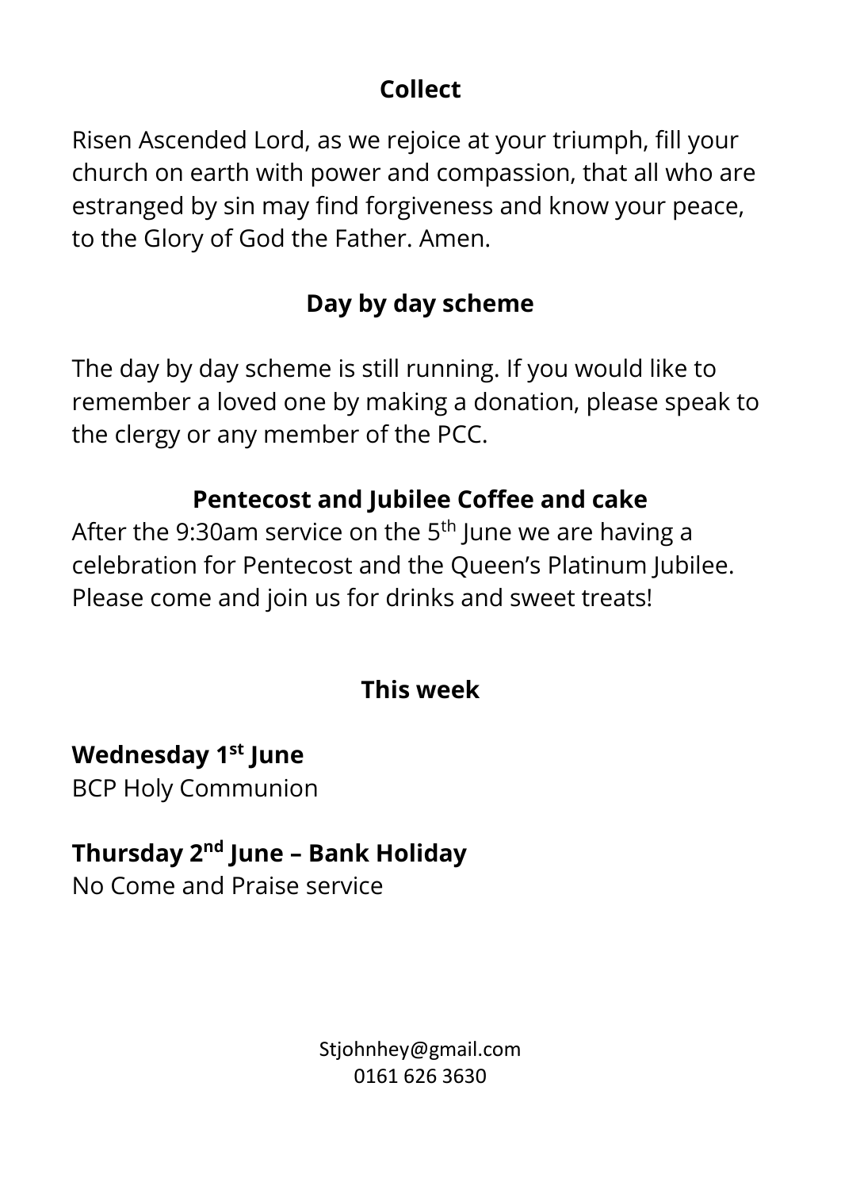## Collect

Risen Ascended Lord, as we rejoice at your triumph, fill your church on earth with power and compassion, that all who are estranged by sin may find forgiveness and know your peace, to the Glory of God the Father. Amen.

## Day by day scheme

The day by day scheme is still running. If you would like to remember a loved one by making a donation, please speak to the clergy or any member of the PCC.

## Pentecost and Jubilee Coffee and cake

After the 9:30am service on the 5th June we are having a celebration for Pentecost and the Queen's Platinum Jubilee. Please come and join us for drinks and sweet treats!

## This week

**Wednesday 1st June**
BCP Holy Communion

**Thursday 2nd June – Bank Holiday**
No Come and Praise service

Stjohnhey@gmail.com
0161 626 3630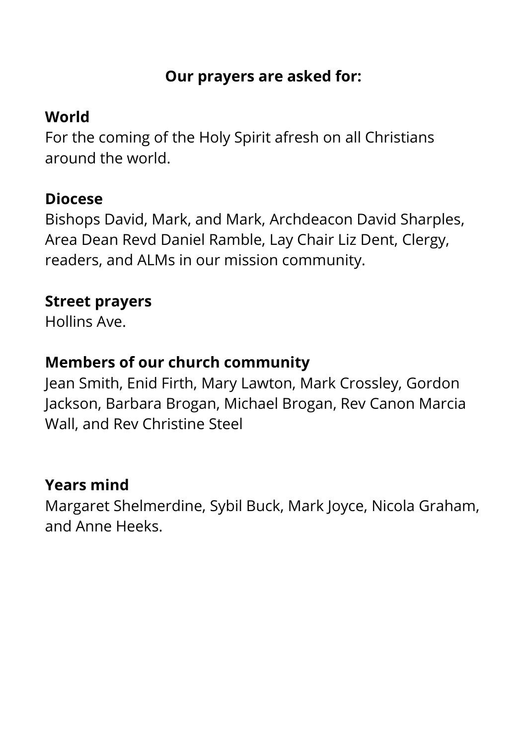**Our prayers are asked for:**

**World**

For the coming of the Holy Spirit afresh on all Christians around the world.

**Diocese**

Bishops David, Mark, and Mark, Archdeacon David Sharples, Area Dean Revd Daniel Ramble, Lay Chair Liz Dent, Clergy, readers, and ALMs in our mission community.

**Street prayers**

Hollins Ave.

**Members of our church community**

Jean Smith, Enid Firth, Mary Lawton, Mark Crossley, Gordon Jackson, Barbara Brogan, Michael Brogan, Rev Canon Marcia Wall, and Rev Christine Steel

**Years mind**

Margaret Shelmerdine, Sybil Buck, Mark Joyce, Nicola Graham, and Anne Heeks.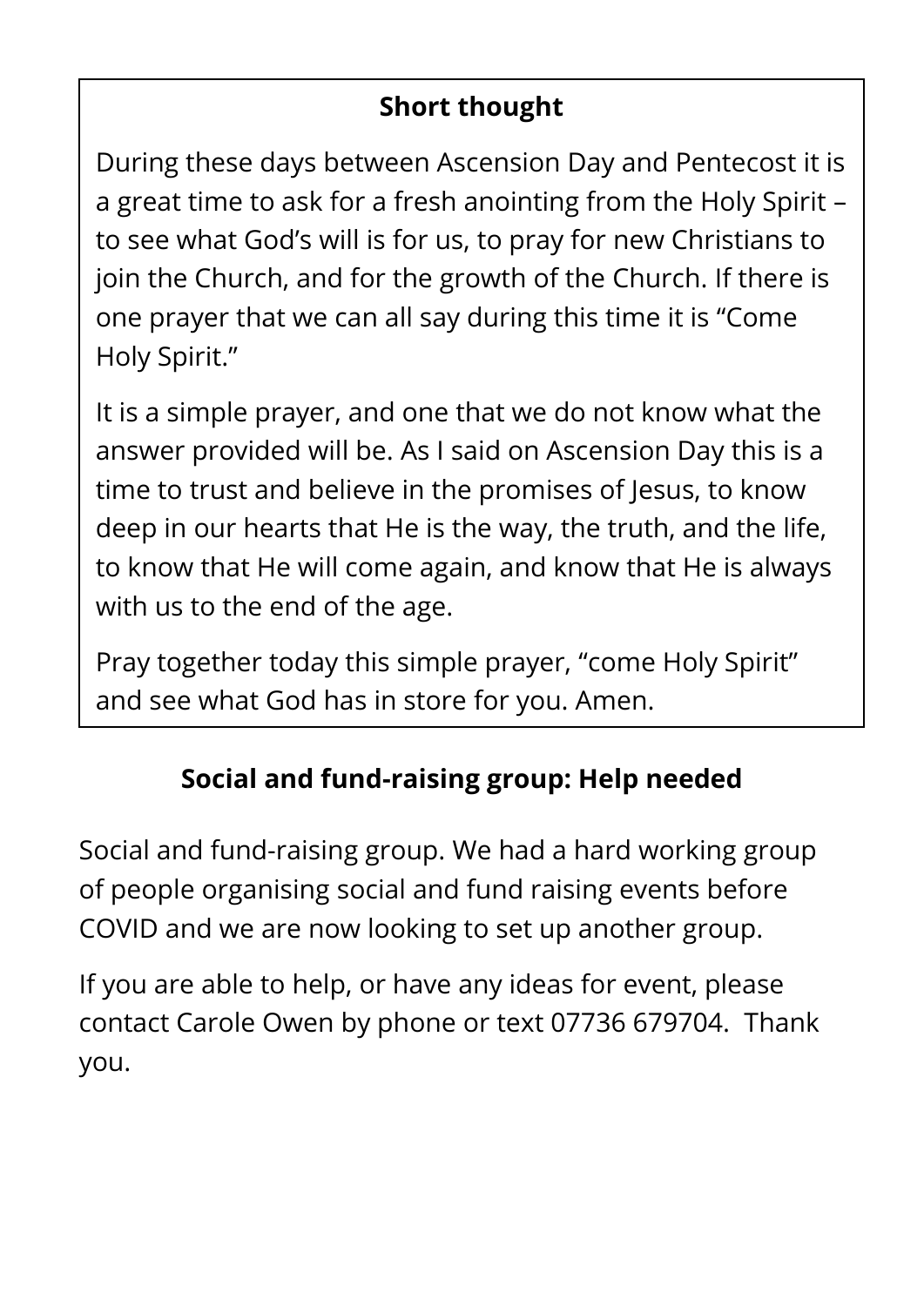## Short thought

During these days between Ascension Day and Pentecost it is a great time to ask for a fresh anointing from the Holy Spirit – to see what God's will is for us, to pray for new Christians to join the Church, and for the growth of the Church. If there is one prayer that we can all say during this time it is "Come Holy Spirit."

It is a simple prayer, and one that we do not know what the answer provided will be. As I said on Ascension Day this is a time to trust and believe in the promises of Jesus, to know deep in our hearts that He is the way, the truth, and the life, to know that He will come again, and know that He is always with us to the end of the age.

Pray together today this simple prayer, "come Holy Spirit" and see what God has in store for you. Amen.

## Social and fund-raising group: Help needed

Social and fund-raising group. We had a hard working group of people organising social and fund raising events before COVID and we are now looking to set up another group.

If you are able to help, or have any ideas for event, please contact Carole Owen by phone or text 07736 679704. Thank you.